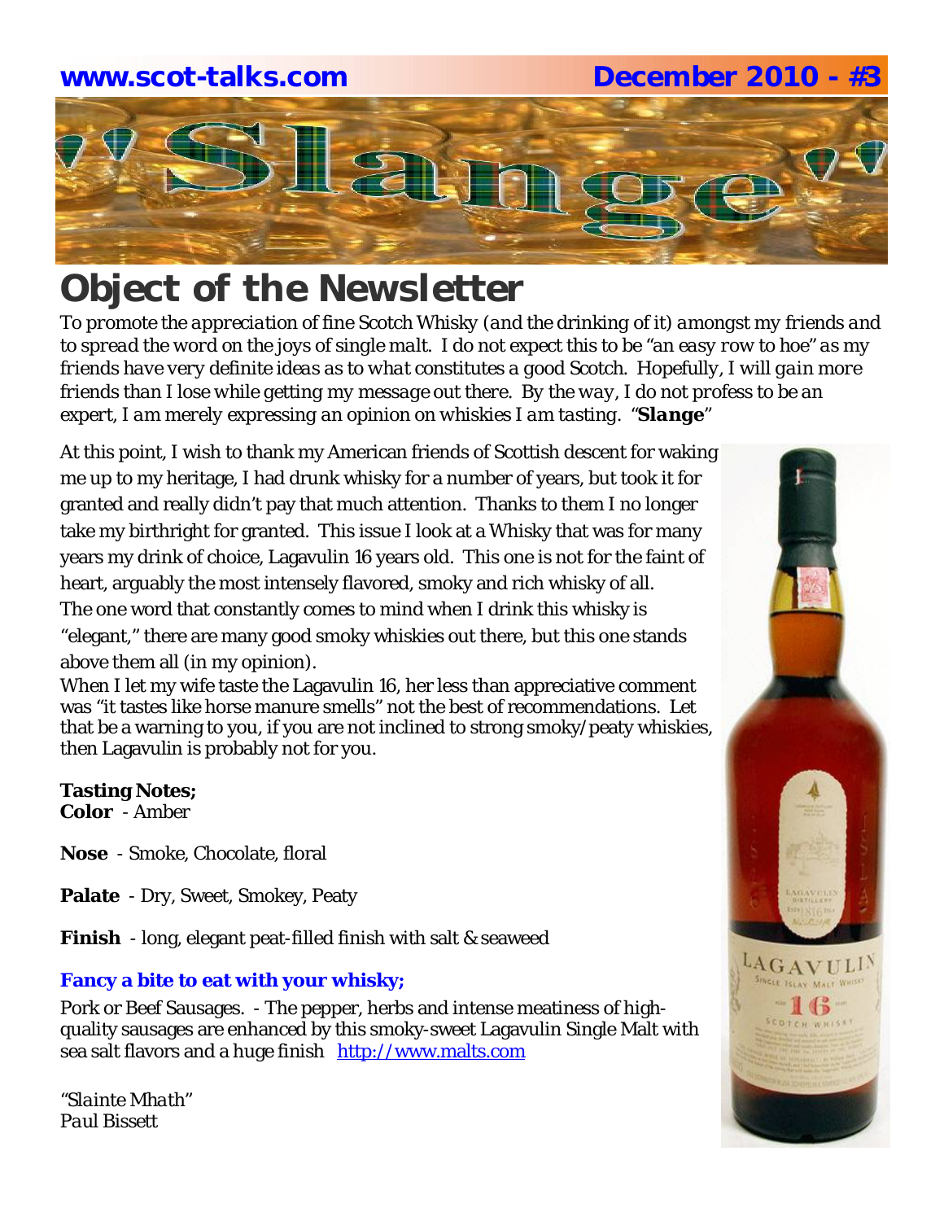**www.scot-talks.com** **December 2010 - #3**

# Slange

## Object of the Newsletter

*To promote the appreciation of fine Scotch Whisky (and the drinking of it) amongst my friends and to spread the word on the joys of single malt. I do not expect this to be "an easy row to hoe" as my friends have very definite ideas as to what constitutes a good Scotch. Hopefully, I will gain more friends than I lose while getting my message out there. By the way, I do not profess to be an expert, I am merely expressing an opinion on whiskies I am tasting. "**Slange**"*

At this point, I wish to thank my American friends of Scottish descent for waking me up to my heritage, I had drunk whisky for a number of years, but took it for granted and really didn't pay that much attention. Thanks to them I no longer take my birthright for granted. This issue I look at a Whisky that was for many years my drink of choice, Lagavulin 16 years old. This one is not for the faint of heart, arguably the most intensely flavored, smoky and rich whisky of all. The one word that constantly comes to mind when I drink this whisky is "elegant," there are many good smoky whiskies out there, but this one stands above them all (in my opinion).

When I let my wife taste the Lagavulin 16, her less than appreciative comment was "it tastes like horse manure smells" not the best of recommendations. Let that be a warning to you, if you are not inclined to strong smoky/peaty whiskies, then Lagavulin is probably not for you.

**Tasting Notes;**

**Color** - Amber

**Nose** - Smoke, Chocolate, floral

**Palate** - Dry, Sweet, Smokey, Peaty

**Finish** - long, elegant peat-filled finish with salt & seaweed

### Fancy a bite to eat with your whisky;

Pork or Beef Sausages. - The pepper, herbs and intense meatiness of high-quality sausages are enhanced by this smoky-sweet Lagavulin Single Malt with sea salt flavors and a huge finish http://www.malts.com

*"Slainte Mhath"*
*Paul Bissett*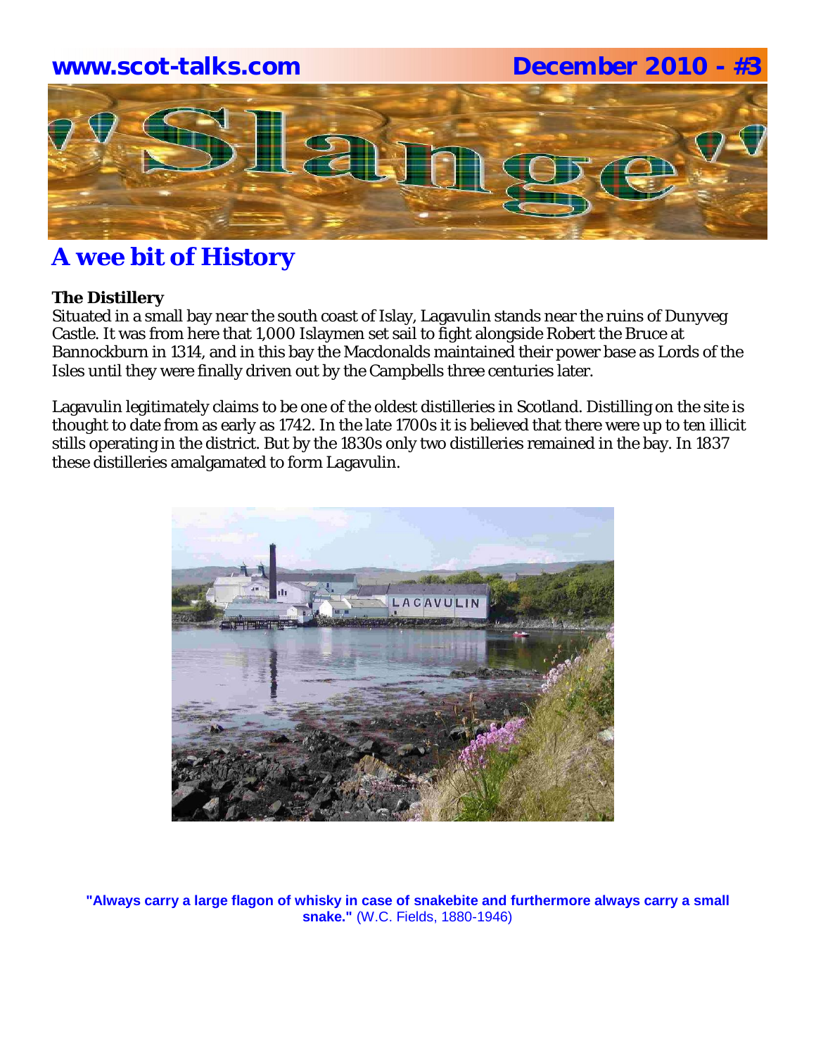# A wee bit of History

**The Distillery**
Situated in a small bay near the south coast of Islay, Lagavulin stands near the ruins of Dunyveg Castle. It was from here that 1,000 Islaymen set sail to fight alongside Robert the Bruce at Bannockburn in 1314, and in this bay the Macdonalds maintained their power base as Lords of the Isles until they were finally driven out by the Campbells three centuries later.

Lagavulin legitimately claims to be one of the oldest distilleries in Scotland. Distilling on the site is thought to date from as early as 1742. In the late 1700s it is believed that there were up to ten illicit stills operating in the district. But by the 1830s only two distilleries remained in the bay. In 1837 these distilleries amalgamated to form Lagavulin.

**"Always carry a large flagon of whisky in case of snakebite and furthermore always carry a small snake."** (W.C. Fields, 1880-1946)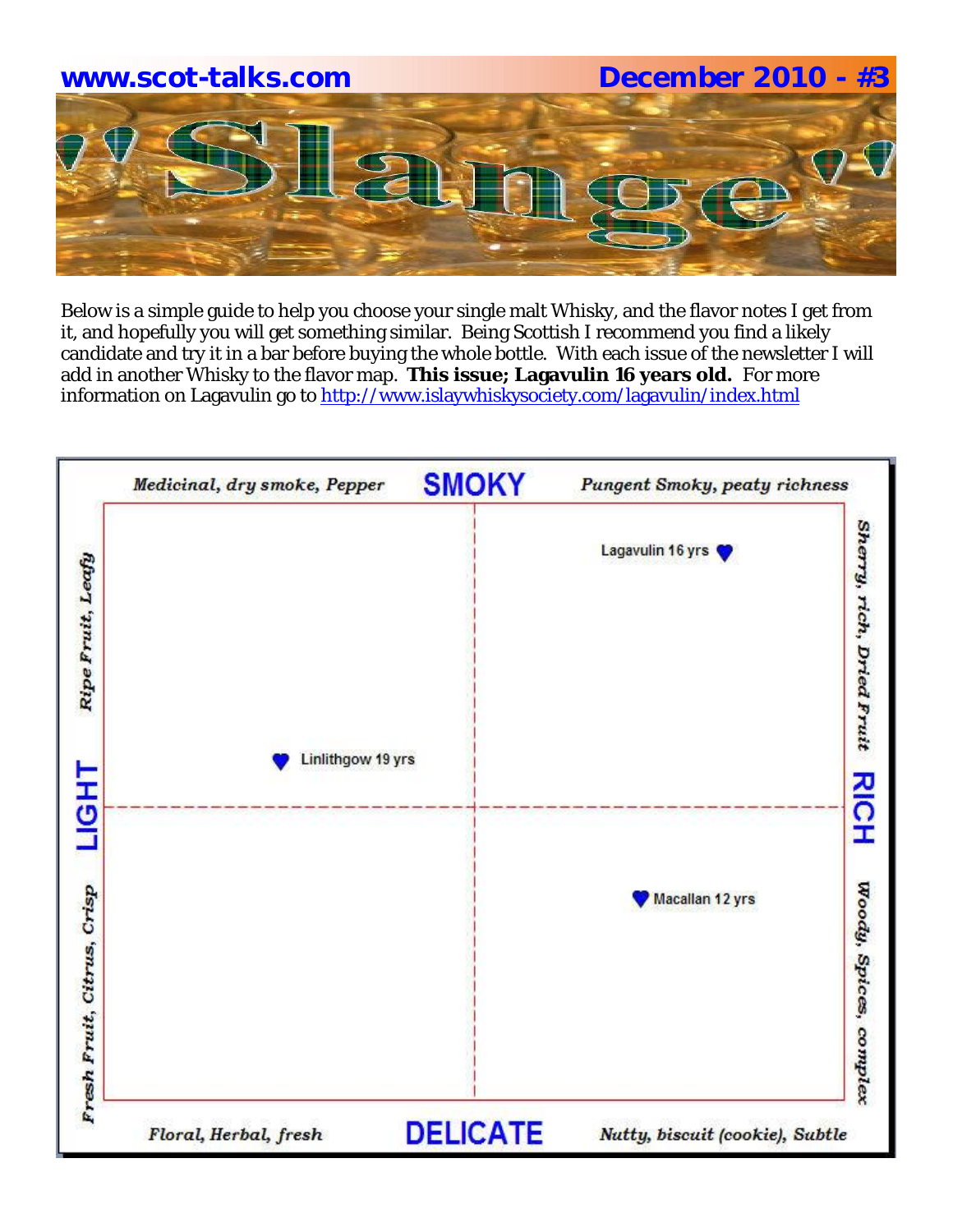**www.scot-talks.com** **December 2010 - #3**

# "Slange"

Below is a simple guide to help you choose your single malt Whisky, and the flavor notes I get from it, and hopefully you will get something similar. Being Scottish I recommend you find a likely candidate and try it in a bar before buying the whole bottle. With each issue of the newsletter I will add in another Whisky to the flavor map. **This issue; Lagavulin 16 years old.** For more information on Lagavulin go to [http://www.islaywhiskysociety.com/lagavulin/index.html](http://www.islaywhiskysociety.com/lagavulin/index.html)

**SMOKY**

*Medicinal, dry smoke, Pepper* — *Pungent Smoky, peaty richness*

**LIGHT**: *Ripe Fruit, Leafy* / *Fresh Fruit, Citrus, Crisp*

**RICH**: *Sherry, rich, Dried Fruit* / *Woody, Spices, complex*

**DELICATE**

*Floral, Herbal, fresh* — *Nutty, biscuit (cookie), Subtle*

- Lagavulin 16 yrs
- Linlithgow 19 yrs
- Macallan 12 yrs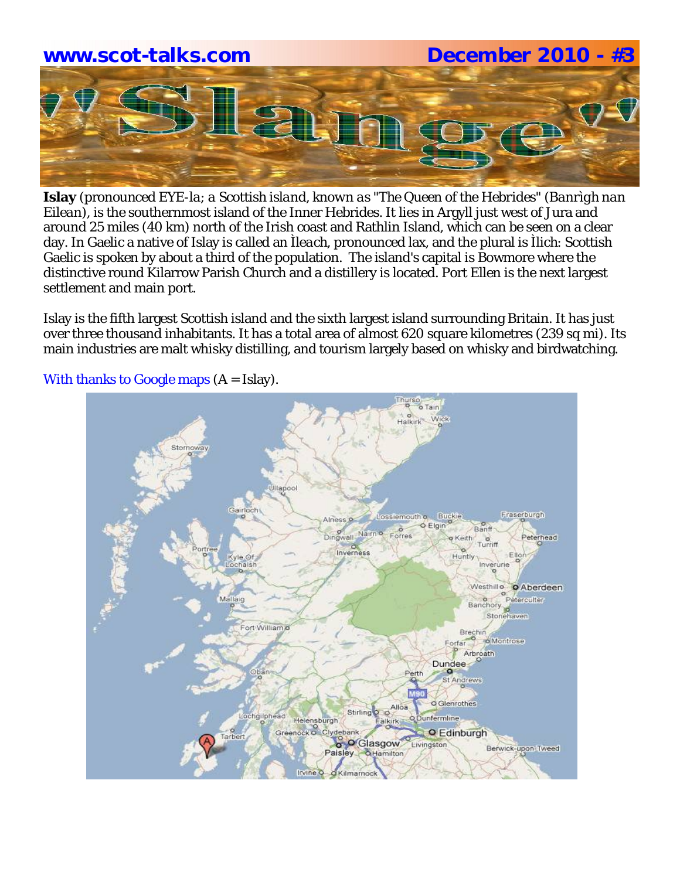www.scot-talks.com December 2010 - #3

# "Slange"

**Islay** (pronounced EYE-la; a Scottish island, known as "The Queen of the Hebrides" (Banrìgh nan Eilean), is the southernmost island of the Inner Hebrides. It lies in Argyll just west of Jura and around 25 miles (40 km) north of the Irish coast and Rathlin Island, which can be seen on a clear day. In Gaelic a native of Islay is called an Ìleach, pronounced lax, and the plural is Ìlich: Scottish Gaelic is spoken by about a third of the population. The island's capital is Bowmore where the distinctive round Kilarrow Parish Church and a distillery is located. Port Ellen is the next largest settlement and main port.

Islay is the fifth largest Scottish island and the sixth largest island surrounding Britain. It has just over three thousand inhabitants. It has a total area of almost 620 square kilometres (239 sq mi). Its main industries are malt whisky distilling, and tourism largely based on whisky and birdwatching.

With thanks to Google maps (A = Islay).